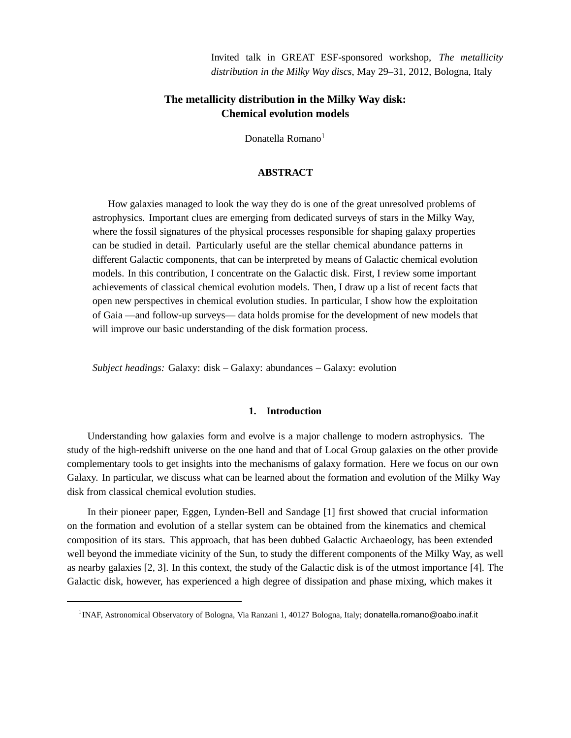Invited talk in GREAT ESF-sponsored workshop, *The metallicity distribution in the Milky Way discs*, May 29–31, 2012, Bologna, Italy

# The metallicity distribution in the Milky Way disk: Chemical evolution models

Donatella Romano[1]

## ABSTRACT

How galaxies managed to look the way they do is one of the great unresolved problems of astrophysics. Important clues are emerging from dedicated surveys of stars in the Milky Way, where the fossil signatures of the physical processes responsible for shaping galaxy properties can be studied in detail. Particularly useful are the stellar chemical abundance patterns in different Galactic components, that can be interpreted by means of Galactic chemical evolution models. In this contribution, I concentrate on the Galactic disk. First, I review some important achievements of classical chemical evolution models. Then, I draw up a list of recent facts that open new perspectives in chemical evolution studies. In particular, I show how the exploitation of Gaia —and follow-up surveys— data holds promise for the development of new models that will improve our basic understanding of the disk formation process.

*Subject headings:* Galaxy: disk – Galaxy: abundances – Galaxy: evolution

## 1. Introduction

Understanding how galaxies form and evolve is a major challenge to modern astrophysics. The study of the high-redshift universe on the one hand and that of Local Group galaxies on the other provide complementary tools to get insights into the mechanisms of galaxy formation. Here we focus on our own Galaxy. In particular, we discuss what can be learned about the formation and evolution of the Milky Way disk from classical chemical evolution studies.

In their pioneer paper, Eggen, Lynden-Bell and Sandage [1] first showed that crucial information on the formation and evolution of a stellar system can be obtained from the kinematics and chemical composition of its stars. This approach, that has been dubbed Galactic Archaeology, has been extended well beyond the immediate vicinity of the Sun, to study the different components of the Milky Way, as well as nearby galaxies [2, 3]. In this context, the study of the Galactic disk is of the utmost importance [4]. The Galactic disk, however, has experienced a high degree of dissipation and phase mixing, which makes it

[1] INAF, Astronomical Observatory of Bologna, Via Ranzani 1, 40127 Bologna, Italy; donatella.romano@oabo.inaf.it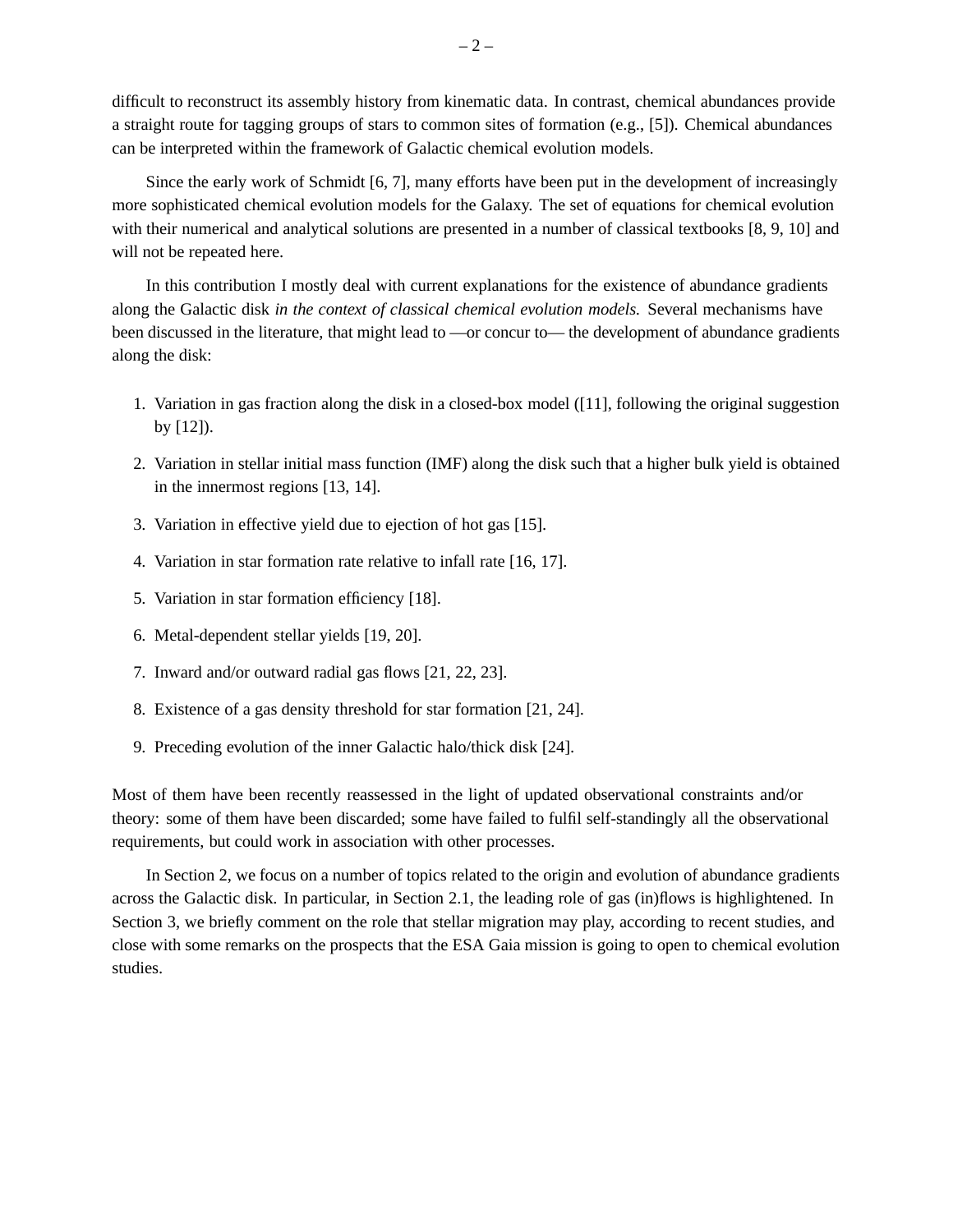difficult to reconstruct its assembly history from kinematic data. In contrast, chemical abundances provide a straight route for tagging groups of stars to common sites of formation (e.g., [5]). Chemical abundances can be interpreted within the framework of Galactic chemical evolution models.

Since the early work of Schmidt [6, 7], many efforts have been put in the development of increasingly more sophisticated chemical evolution models for the Galaxy. The set of equations for chemical evolution with their numerical and analytical solutions are presented in a number of classical textbooks [8, 9, 10] and will not be repeated here.

In this contribution I mostly deal with current explanations for the existence of abundance gradients along the Galactic disk *in the context of classical chemical evolution models.* Several mechanisms have been discussed in the literature, that might lead to —or concur to— the development of abundance gradients along the disk:

1. Variation in gas fraction along the disk in a closed-box model ([11], following the original suggestion by [12]).
2. Variation in stellar initial mass function (IMF) along the disk such that a higher bulk yield is obtained in the innermost regions [13, 14].
3. Variation in effective yield due to ejection of hot gas [15].
4. Variation in star formation rate relative to infall rate [16, 17].
5. Variation in star formation efficiency [18].
6. Metal-dependent stellar yields [19, 20].
7. Inward and/or outward radial gas flows [21, 22, 23].
8. Existence of a gas density threshold for star formation [21, 24].
9. Preceding evolution of the inner Galactic halo/thick disk [24].

Most of them have been recently reassessed in the light of updated observational constraints and/or theory: some of them have been discarded; some have failed to fulfil self-standingly all the observational requirements, but could work in association with other processes.

In Section 2, we focus on a number of topics related to the origin and evolution of abundance gradients across the Galactic disk. In particular, in Section 2.1, the leading role of gas (in)flows is highlightened. In Section 3, we briefly comment on the role that stellar migration may play, according to recent studies, and close with some remarks on the prospects that the ESA Gaia mission is going to open to chemical evolution studies.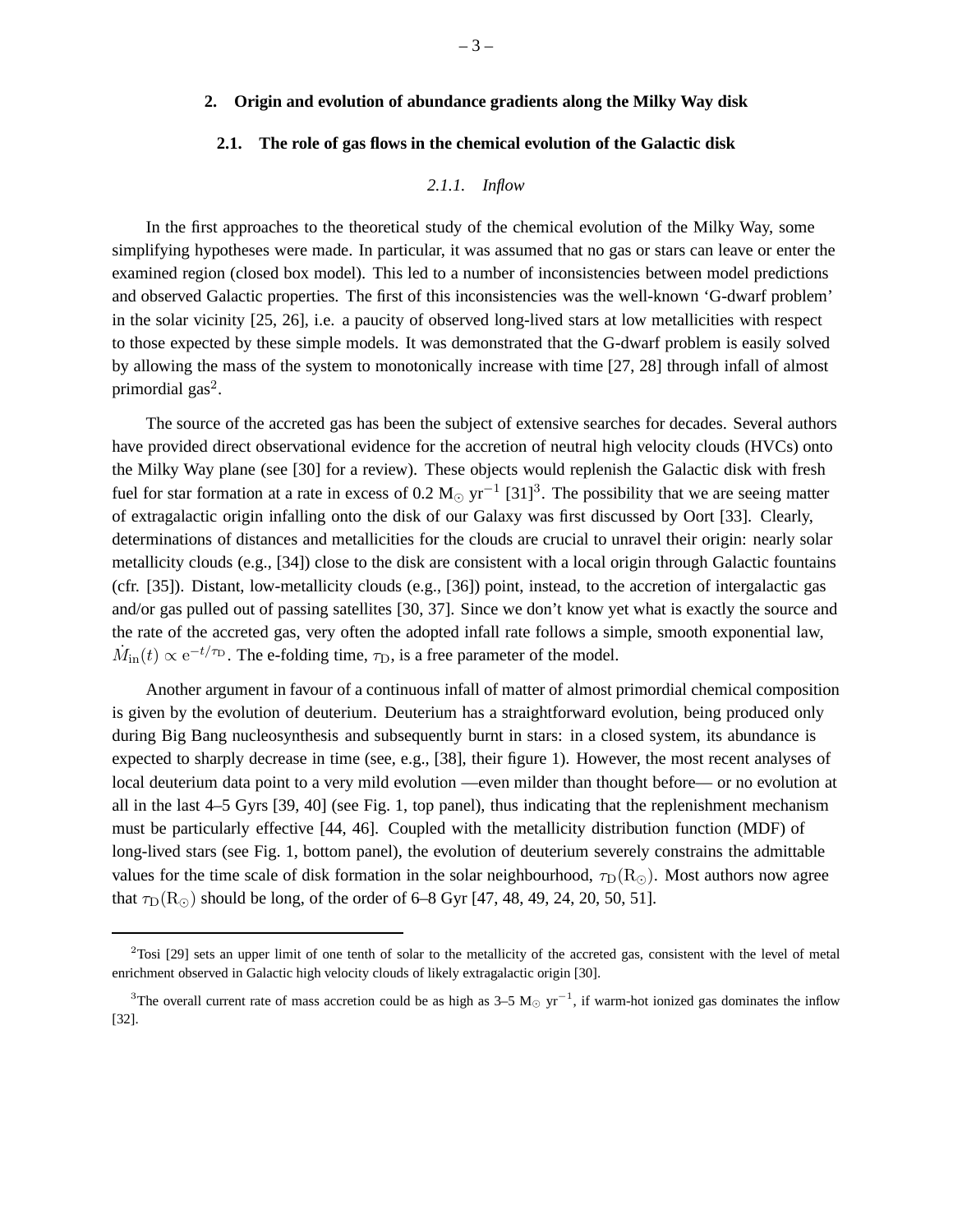## 2. Origin and evolution of abundance gradients along the Milky Way disk

### 2.1. The role of gas flows in the chemical evolution of the Galactic disk

#### 2.1.1. Inflow

In the first approaches to the theoretical study of the chemical evolution of the Milky Way, some simplifying hypotheses were made. In particular, it was assumed that no gas or stars can leave or enter the examined region (closed box model). This led to a number of inconsistencies between model predictions and observed Galactic properties. The first of this inconsistencies was the well-known 'G-dwarf problem' in the solar vicinity [25, 26], i.e. a paucity of observed long-lived stars at low metallicities with respect to those expected by these simple models. It was demonstrated that the G-dwarf problem is easily solved by allowing the mass of the system to monotonically increase with time [27, 28] through infall of almost primordial gas[2].

The source of the accreted gas has been the subject of extensive searches for decades. Several authors have provided direct observational evidence for the accretion of neutral high velocity clouds (HVCs) onto the Milky Way plane (see [30] for a review). These objects would replenish the Galactic disk with fresh fuel for star formation at a rate in excess of 0.2 $M_\odot$ yr$^{-1}$ [31][3]. The possibility that we are seeing matter of extragalactic origin infalling onto the disk of our Galaxy was first discussed by Oort [33]. Clearly, determinations of distances and metallicities for the clouds are crucial to unravel their origin: nearly solar metallicity clouds (e.g., [34]) close to the disk are consistent with a local origin through Galactic fountains (cfr. [35]). Distant, low-metallicity clouds (e.g., [36]) point, instead, to the accretion of intergalactic gas and/or gas pulled out of passing satellites [30, 37]. Since we don't know yet what is exactly the source and the rate of the accreted gas, very often the adopted infall rate follows a simple, smooth exponential law, $\dot{M}_{\rm in}(t) \propto {\rm e}^{-t/\tau_{\rm D}}$. The e-folding time, $\tau_{\rm D}$, is a free parameter of the model.

Another argument in favour of a continuous infall of matter of almost primordial chemical composition is given by the evolution of deuterium. Deuterium has a straightforward evolution, being produced only during Big Bang nucleosynthesis and subsequently burnt in stars: in a closed system, its abundance is expected to sharply decrease in time (see, e.g., [38], their figure 1). However, the most recent analyses of local deuterium data point to a very mild evolution —even milder than thought before— or no evolution at all in the last 4–5 Gyrs [39, 40] (see Fig. 1, top panel), thus indicating that the replenishment mechanism must be particularly effective [44, 46]. Coupled with the metallicity distribution function (MDF) of long-lived stars (see Fig. 1, bottom panel), the evolution of deuterium severely constrains the admittable values for the time scale of disk formation in the solar neighbourhood, $\tau_{\rm D}({\rm R}_\odot)$. Most authors now agree that $\tau_{\rm D}({\rm R}_\odot)$ should be long, of the order of 6–8 Gyr [47, 48, 49, 24, 20, 50, 51].

---

[2] Tosi [29] sets an upper limit of one tenth of solar to the metallicity of the accreted gas, consistent with the level of metal enrichment observed in Galactic high velocity clouds of likely extragalactic origin [30].

[3] The overall current rate of mass accretion could be as high as 3–5 $M_\odot$ yr$^{-1}$, if warm-hot ionized gas dominates the inflow [32].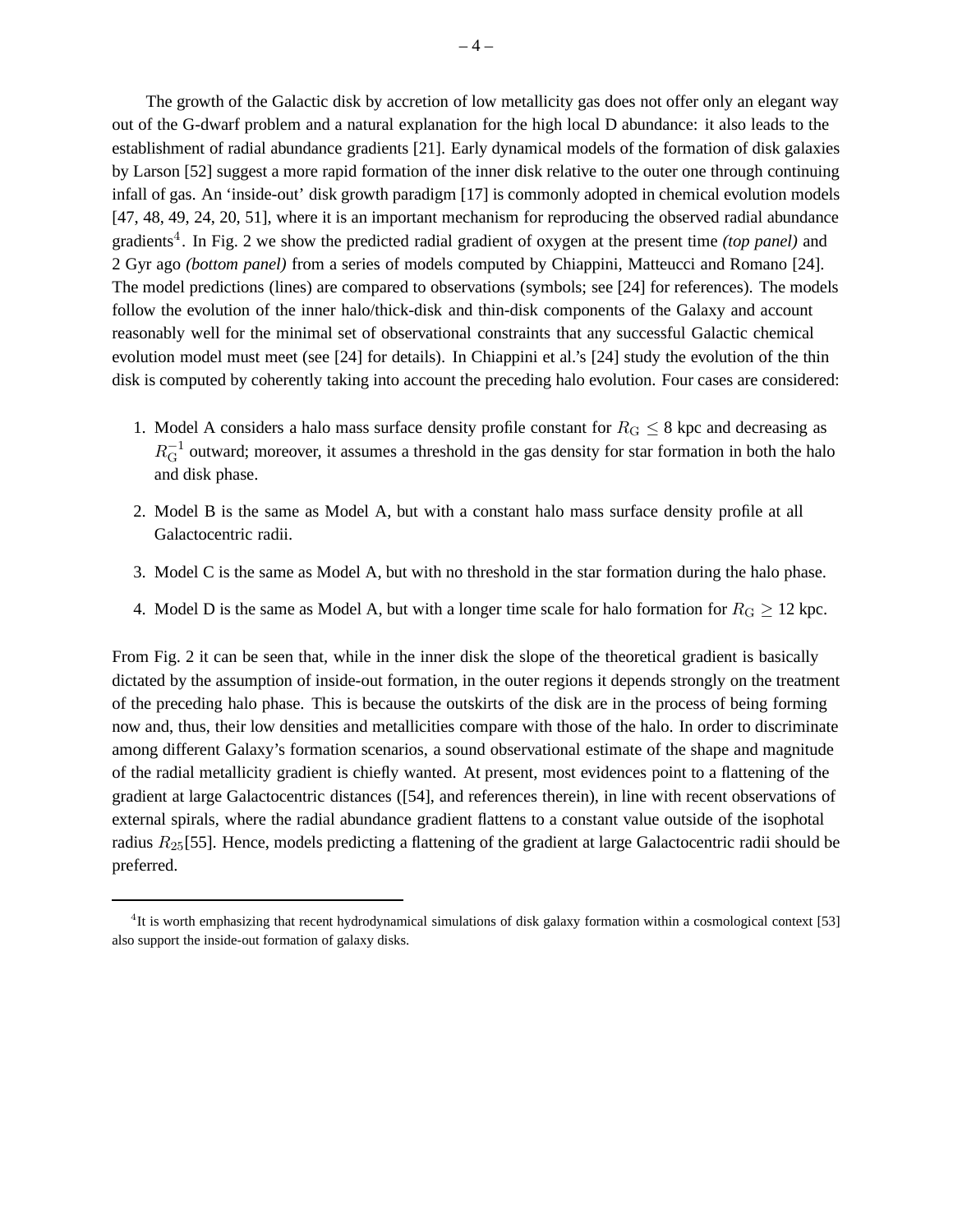The growth of the Galactic disk by accretion of low metallicity gas does not offer only an elegant way out of the G-dwarf problem and a natural explanation for the high local D abundance: it also leads to the establishment of radial abundance gradients [21]. Early dynamical models of the formation of disk galaxies by Larson [52] suggest a more rapid formation of the inner disk relative to the outer one through continuing infall of gas. An 'inside-out' disk growth paradigm [17] is commonly adopted in chemical evolution models [47, 48, 49, 24, 20, 51], where it is an important mechanism for reproducing the observed radial abundance gradients[4]. In Fig. 2 we show the predicted radial gradient of oxygen at the present time *(top panel)* and 2 Gyr ago *(bottom panel)* from a series of models computed by Chiappini, Matteucci and Romano [24]. The model predictions (lines) are compared to observations (symbols; see [24] for references). The models follow the evolution of the inner halo/thick-disk and thin-disk components of the Galaxy and account reasonably well for the minimal set of observational constraints that any successful Galactic chemical evolution model must meet (see [24] for details). In Chiappini et al.'s [24] study the evolution of the thin disk is computed by coherently taking into account the preceding halo evolution. Four cases are considered:

1. Model A considers a halo mass surface density profile constant for $R_{\rm G} \leq 8$ kpc and decreasing as $R_{\rm G}^{-1}$ outward; moreover, it assumes a threshold in the gas density for star formation in both the halo and disk phase.
2. Model B is the same as Model A, but with a constant halo mass surface density profile at all Galactocentric radii.
3. Model C is the same as Model A, but with no threshold in the star formation during the halo phase.
4. Model D is the same as Model A, but with a longer time scale for halo formation for $R_{\rm G} \geq 12$ kpc.

From Fig. 2 it can be seen that, while in the inner disk the slope of the theoretical gradient is basically dictated by the assumption of inside-out formation, in the outer regions it depends strongly on the treatment of the preceding halo phase. This is because the outskirts of the disk are in the process of being forming now and, thus, their low densities and metallicities compare with those of the halo. In order to discriminate among different Galaxy's formation scenarios, a sound observational estimate of the shape and magnitude of the radial metallicity gradient is chiefly wanted. At present, most evidences point to a flattening of the gradient at large Galactocentric distances ([54], and references therein), in line with recent observations of external spirals, where the radial abundance gradient flattens to a constant value outside of the isophotal radius $R_{25}$[55]. Hence, models predicting a flattening of the gradient at large Galactocentric radii should be preferred.

---

[4]It is worth emphasizing that recent hydrodynamical simulations of disk galaxy formation within a cosmological context [53] also support the inside-out formation of galaxy disks.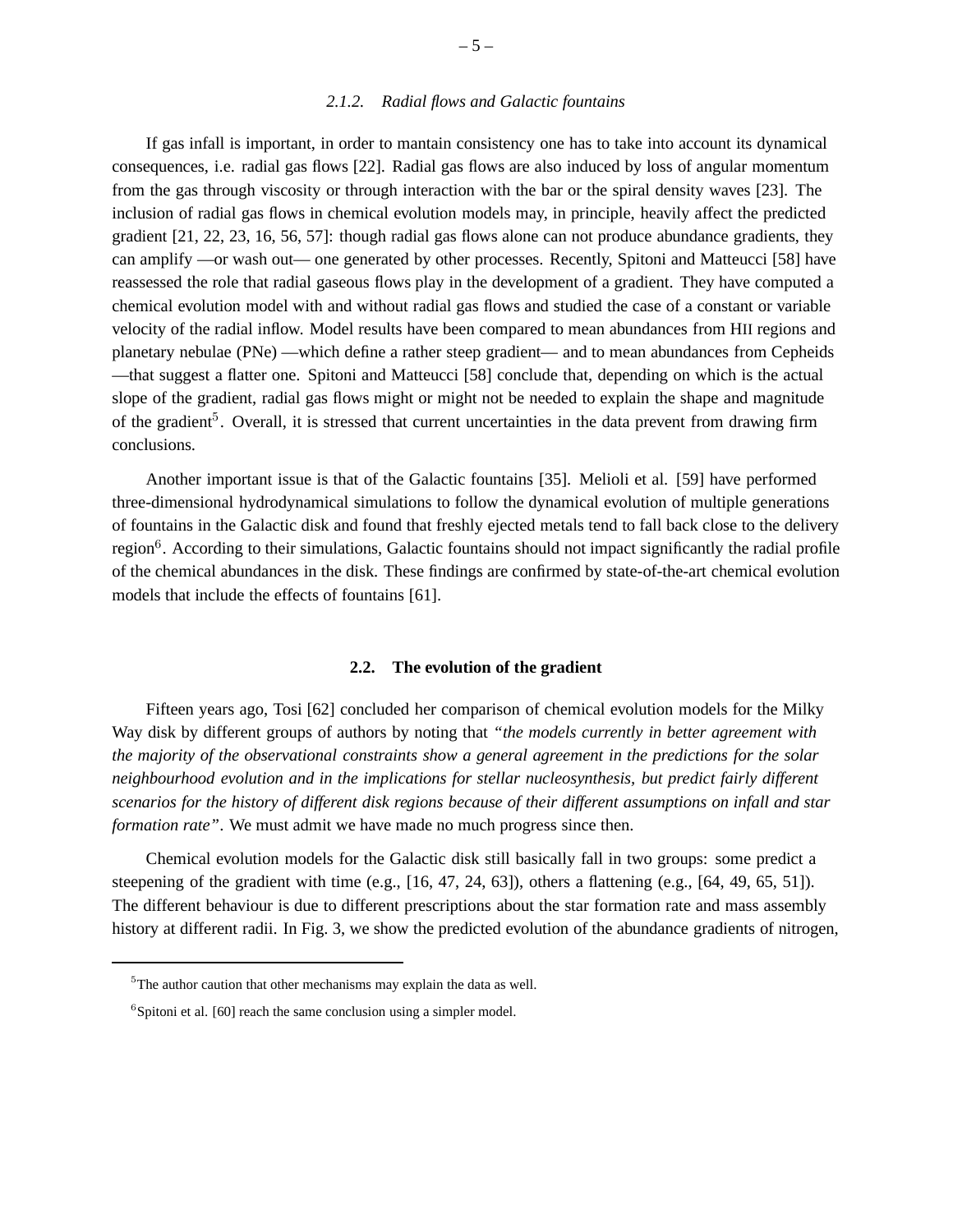#### 2.1.2. Radial flows and Galactic fountains

If gas infall is important, in order to mantain consistency one has to take into account its dynamical consequences, i.e. radial gas flows [22]. Radial gas flows are also induced by loss of angular momentum from the gas through viscosity or through interaction with the bar or the spiral density waves [23]. The inclusion of radial gas flows in chemical evolution models may, in principle, heavily affect the predicted gradient [21, 22, 23, 16, 56, 57]: though radial gas flows alone can not produce abundance gradients, they can amplify —or wash out— one generated by other processes. Recently, Spitoni and Matteucci [58] have reassessed the role that radial gaseous flows play in the development of a gradient. They have computed a chemical evolution model with and without radial gas flows and studied the case of a constant or variable velocity of the radial inflow. Model results have been compared to mean abundances from HII regions and planetary nebulae (PNe) —which define a rather steep gradient— and to mean abundances from Cepheids —that suggest a flatter one. Spitoni and Matteucci [58] conclude that, depending on which is the actual slope of the gradient, radial gas flows might or might not be needed to explain the shape and magnitude of the gradient[5]. Overall, it is stressed that current uncertainties in the data prevent from drawing firm conclusions.

Another important issue is that of the Galactic fountains [35]. Melioli et al. [59] have performed three-dimensional hydrodynamical simulations to follow the dynamical evolution of multiple generations of fountains in the Galactic disk and found that freshly ejected metals tend to fall back close to the delivery region[6]. According to their simulations, Galactic fountains should not impact significantly the radial profile of the chemical abundances in the disk. These findings are confirmed by state-of-the-art chemical evolution models that include the effects of fountains [61].

### 2.2. The evolution of the gradient

Fifteen years ago, Tosi [62] concluded her comparison of chemical evolution models for the Milky Way disk by different groups of authors by noting that *"the models currently in better agreement with the majority of the observational constraints show a general agreement in the predictions for the solar neighbourhood evolution and in the implications for stellar nucleosynthesis, but predict fairly different scenarios for the history of different disk regions because of their different assumptions on infall and star formation rate"*. We must admit we have made no much progress since then.

Chemical evolution models for the Galactic disk still basically fall in two groups: some predict a steepening of the gradient with time (e.g., [16, 47, 24, 63]), others a flattening (e.g., [64, 49, 65, 51]). The different behaviour is due to different prescriptions about the star formation rate and mass assembly history at different radii. In Fig. 3, we show the predicted evolution of the abundance gradients of nitrogen,

---

[5] The author caution that other mechanisms may explain the data as well.

[6] Spitoni et al. [60] reach the same conclusion using a simpler model.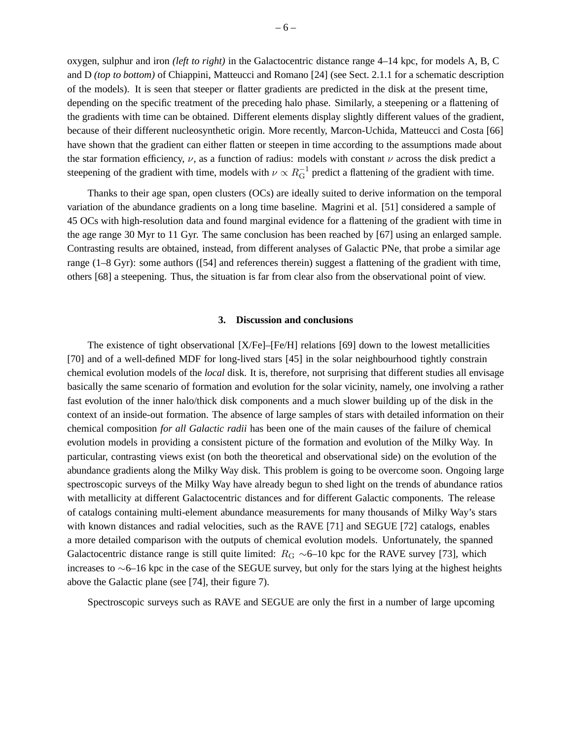oxygen, sulphur and iron *(left to right)* in the Galactocentric distance range 4–14 kpc, for models A, B, C and D *(top to bottom)* of Chiappini, Matteucci and Romano [24] (see Sect. 2.1.1 for a schematic description of the models). It is seen that steeper or flatter gradients are predicted in the disk at the present time, depending on the specific treatment of the preceding halo phase. Similarly, a steepening or a flattening of the gradients with time can be obtained. Different elements display slightly different values of the gradient, because of their different nucleosynthetic origin. More recently, Marcon-Uchida, Matteucci and Costa [66] have shown that the gradient can either flatten or steepen in time according to the assumptions made about the star formation efficiency, $\nu$, as a function of radius: models with constant $\nu$ across the disk predict a steepening of the gradient with time, models with $\nu \propto R_{\rm G}^{-1}$ predict a flattening of the gradient with time.

Thanks to their age span, open clusters (OCs) are ideally suited to derive information on the temporal variation of the abundance gradients on a long time baseline. Magrini et al. [51] considered a sample of 45 OCs with high-resolution data and found marginal evidence for a flattening of the gradient with time in the age range 30 Myr to 11 Gyr. The same conclusion has been reached by [67] using an enlarged sample. Contrasting results are obtained, instead, from different analyses of Galactic PNe, that probe a similar age range (1–8 Gyr): some authors ([54] and references therein) suggest a flattening of the gradient with time, others [68] a steepening. Thus, the situation is far from clear also from the observational point of view.

## 3. Discussion and conclusions

The existence of tight observational [X/Fe]–[Fe/H] relations [69] down to the lowest metallicities [70] and of a well-defined MDF for long-lived stars [45] in the solar neighbourhood tightly constrain chemical evolution models of the *local* disk. It is, therefore, not surprising that different studies all envisage basically the same scenario of formation and evolution for the solar vicinity, namely, one involving a rather fast evolution of the inner halo/thick disk components and a much slower building up of the disk in the context of an inside-out formation. The absence of large samples of stars with detailed information on their chemical composition *for all Galactic radii* has been one of the main causes of the failure of chemical evolution models in providing a consistent picture of the formation and evolution of the Milky Way. In particular, contrasting views exist (on both the theoretical and observational side) on the evolution of the abundance gradients along the Milky Way disk. This problem is going to be overcome soon. Ongoing large spectroscopic surveys of the Milky Way have already begun to shed light on the trends of abundance ratios with metallicity at different Galactocentric distances and for different Galactic components. The release of catalogs containing multi-element abundance measurements for many thousands of Milky Way's stars with known distances and radial velocities, such as the RAVE [71] and SEGUE [72] catalogs, enables a more detailed comparison with the outputs of chemical evolution models. Unfortunately, the spanned Galactocentric distance range is still quite limited: $R_{\rm G}$ ~6–10 kpc for the RAVE survey [73], which increases to ~6–16 kpc in the case of the SEGUE survey, but only for the stars lying at the highest heights above the Galactic plane (see [74], their figure 7).

Spectroscopic surveys such as RAVE and SEGUE are only the first in a number of large upcoming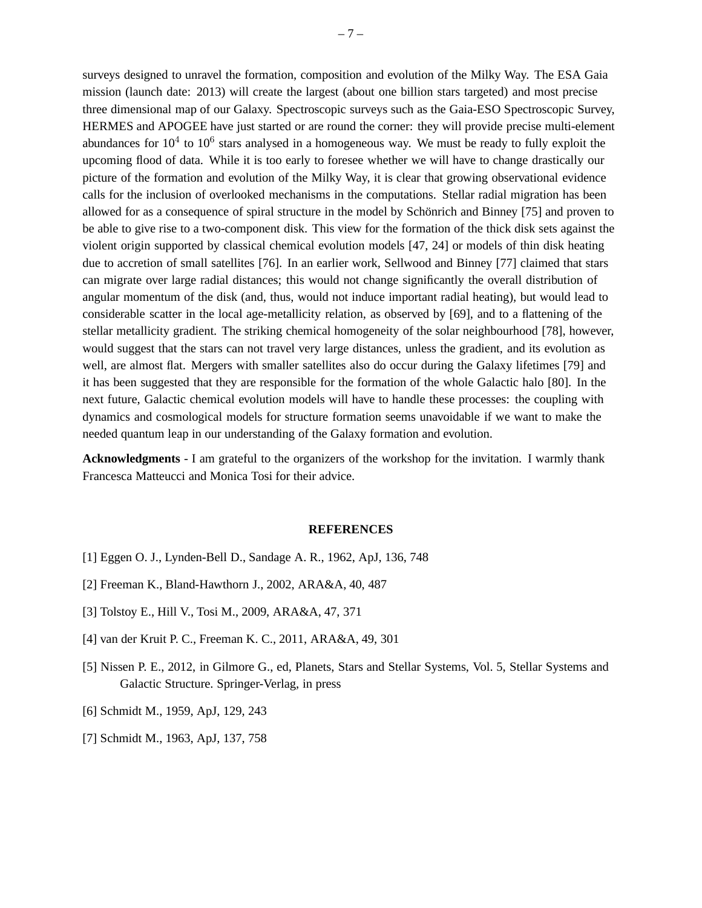surveys designed to unravel the formation, composition and evolution of the Milky Way. The ESA Gaia mission (launch date: 2013) will create the largest (about one billion stars targeted) and most precise three dimensional map of our Galaxy. Spectroscopic surveys such as the Gaia-ESO Spectroscopic Survey, HERMES and APOGEE have just started or are round the corner: they will provide precise multi-element abundances for $10^4$ to $10^6$ stars analysed in a homogeneous way. We must be ready to fully exploit the upcoming flood of data. While it is too early to foresee whether we will have to change drastically our picture of the formation and evolution of the Milky Way, it is clear that growing observational evidence calls for the inclusion of overlooked mechanisms in the computations. Stellar radial migration has been allowed for as a consequence of spiral structure in the model by Schönrich and Binney [75] and proven to be able to give rise to a two-component disk. This view for the formation of the thick disk sets against the violent origin supported by classical chemical evolution models [47, 24] or models of thin disk heating due to accretion of small satellites [76]. In an earlier work, Sellwood and Binney [77] claimed that stars can migrate over large radial distances; this would not change significantly the overall distribution of angular momentum of the disk (and, thus, would not induce important radial heating), but would lead to considerable scatter in the local age-metallicity relation, as observed by [69], and to a flattening of the stellar metallicity gradient. The striking chemical homogeneity of the solar neighbourhood [78], however, would suggest that the stars can not travel very large distances, unless the gradient, and its evolution as well, are almost flat. Mergers with smaller satellites also do occur during the Galaxy lifetimes [79] and it has been suggested that they are responsible for the formation of the whole Galactic halo [80]. In the next future, Galactic chemical evolution models will have to handle these processes: the coupling with dynamics and cosmological models for structure formation seems unavoidable if we want to make the needed quantum leap in our understanding of the Galaxy formation and evolution.

**Acknowledgments** - I am grateful to the organizers of the workshop for the invitation. I warmly thank Francesca Matteucci and Monica Tosi for their advice.

## REFERENCES

[1] Eggen O. J., Lynden-Bell D., Sandage A. R., 1962, ApJ, 136, 748

[2] Freeman K., Bland-Hawthorn J., 2002, ARA&A, 40, 487

[3] Tolstoy E., Hill V., Tosi M., 2009, ARA&A, 47, 371

[4] van der Kruit P. C., Freeman K. C., 2011, ARA&A, 49, 301

[5] Nissen P. E., 2012, in Gilmore G., ed, Planets, Stars and Stellar Systems, Vol. 5, Stellar Systems and Galactic Structure. Springer-Verlag, in press

[6] Schmidt M., 1959, ApJ, 129, 243

[7] Schmidt M., 1963, ApJ, 137, 758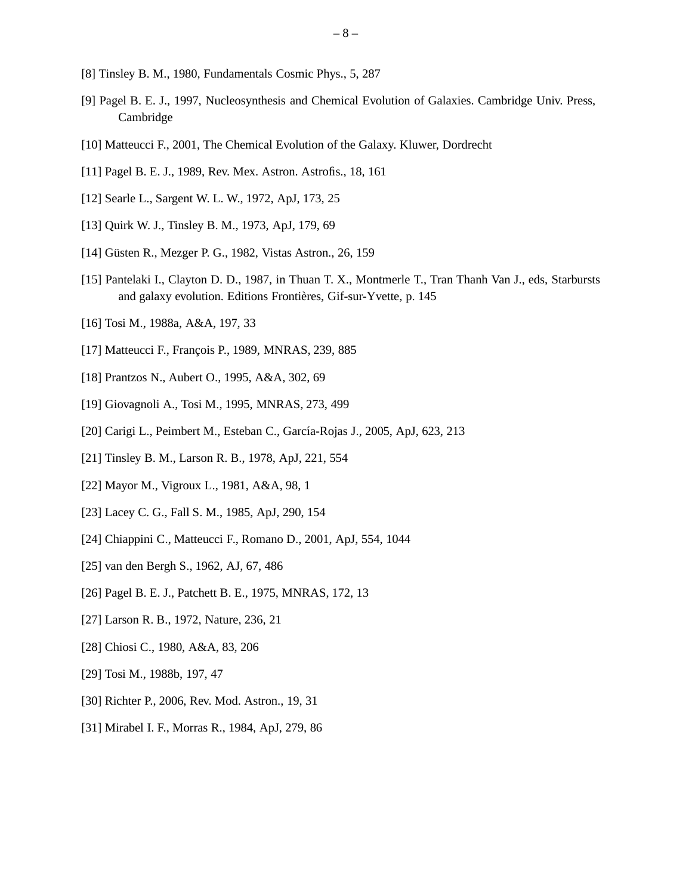[8] Tinsley B. M., 1980, Fundamentals Cosmic Phys., 5, 287

[9] Pagel B. E. J., 1997, Nucleosynthesis and Chemical Evolution of Galaxies. Cambridge Univ. Press, Cambridge

[10] Matteucci F., 2001, The Chemical Evolution of the Galaxy. Kluwer, Dordrecht

[11] Pagel B. E. J., 1989, Rev. Mex. Astron. Astrofis., 18, 161

[12] Searle L., Sargent W. L. W., 1972, ApJ, 173, 25

[13] Quirk W. J., Tinsley B. M., 1973, ApJ, 179, 69

[14] Güsten R., Mezger P. G., 1982, Vistas Astron., 26, 159

[15] Pantelaki I., Clayton D. D., 1987, in Thuan T. X., Montmerle T., Tran Thanh Van J., eds, Starbursts and galaxy evolution. Editions Frontières, Gif-sur-Yvette, p. 145

[16] Tosi M., 1988a, A&A, 197, 33

[17] Matteucci F., François P., 1989, MNRAS, 239, 885

[18] Prantzos N., Aubert O., 1995, A&A, 302, 69

[19] Giovagnoli A., Tosi M., 1995, MNRAS, 273, 499

[20] Carigi L., Peimbert M., Esteban C., García-Rojas J., 2005, ApJ, 623, 213

[21] Tinsley B. M., Larson R. B., 1978, ApJ, 221, 554

[22] Mayor M., Vigroux L., 1981, A&A, 98, 1

[23] Lacey C. G., Fall S. M., 1985, ApJ, 290, 154

[24] Chiappini C., Matteucci F., Romano D., 2001, ApJ, 554, 1044

[25] van den Bergh S., 1962, AJ, 67, 486

[26] Pagel B. E. J., Patchett B. E., 1975, MNRAS, 172, 13

[27] Larson R. B., 1972, Nature, 236, 21

[28] Chiosi C., 1980, A&A, 83, 206

[29] Tosi M., 1988b, 197, 47

[30] Richter P., 2006, Rev. Mod. Astron., 19, 31

[31] Mirabel I. F., Morras R., 1984, ApJ, 279, 86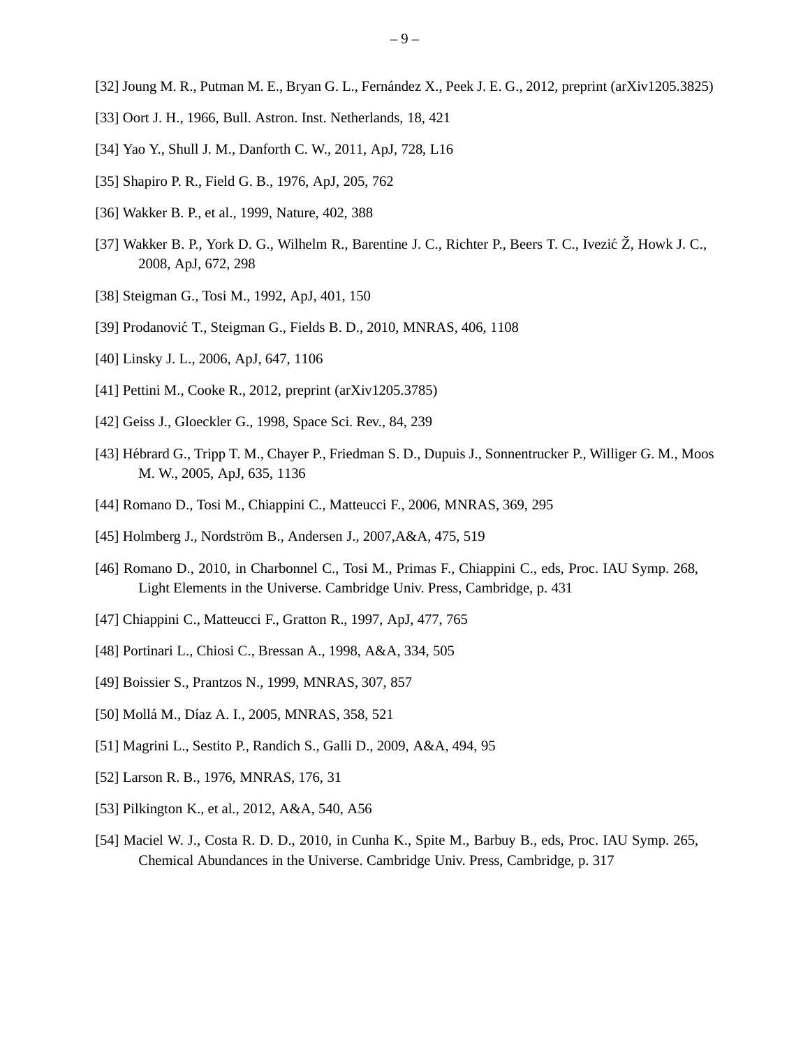[32] Joung M. R., Putman M. E., Bryan G. L., Fernández X., Peek J. E. G., 2012, preprint (arXiv1205.3825)

[33] Oort J. H., 1966, Bull. Astron. Inst. Netherlands, 18, 421

[34] Yao Y., Shull J. M., Danforth C. W., 2011, ApJ, 728, L16

[35] Shapiro P. R., Field G. B., 1976, ApJ, 205, 762

[36] Wakker B. P., et al., 1999, Nature, 402, 388

[37] Wakker B. P., York D. G., Wilhelm R., Barentine J. C., Richter P., Beers T. C., Ivezić Ž, Howk J. C., 2008, ApJ, 672, 298

[38] Steigman G., Tosi M., 1992, ApJ, 401, 150

[39] Prodanović T., Steigman G., Fields B. D., 2010, MNRAS, 406, 1108

[40] Linsky J. L., 2006, ApJ, 647, 1106

[41] Pettini M., Cooke R., 2012, preprint (arXiv1205.3785)

[42] Geiss J., Gloeckler G., 1998, Space Sci. Rev., 84, 239

[43] Hébrard G., Tripp T. M., Chayer P., Friedman S. D., Dupuis J., Sonnentrucker P., Williger G. M., Moos M. W., 2005, ApJ, 635, 1136

[44] Romano D., Tosi M., Chiappini C., Matteucci F., 2006, MNRAS, 369, 295

[45] Holmberg J., Nordström B., Andersen J., 2007,A&A, 475, 519

[46] Romano D., 2010, in Charbonnel C., Tosi M., Primas F., Chiappini C., eds, Proc. IAU Symp. 268, Light Elements in the Universe. Cambridge Univ. Press, Cambridge, p. 431

[47] Chiappini C., Matteucci F., Gratton R., 1997, ApJ, 477, 765

[48] Portinari L., Chiosi C., Bressan A., 1998, A&A, 334, 505

[49] Boissier S., Prantzos N., 1999, MNRAS, 307, 857

[50] Mollá M., Díaz A. I., 2005, MNRAS, 358, 521

[51] Magrini L., Sestito P., Randich S., Galli D., 2009, A&A, 494, 95

[52] Larson R. B., 1976, MNRAS, 176, 31

[53] Pilkington K., et al., 2012, A&A, 540, A56

[54] Maciel W. J., Costa R. D. D., 2010, in Cunha K., Spite M., Barbuy B., eds, Proc. IAU Symp. 265, Chemical Abundances in the Universe. Cambridge Univ. Press, Cambridge, p. 317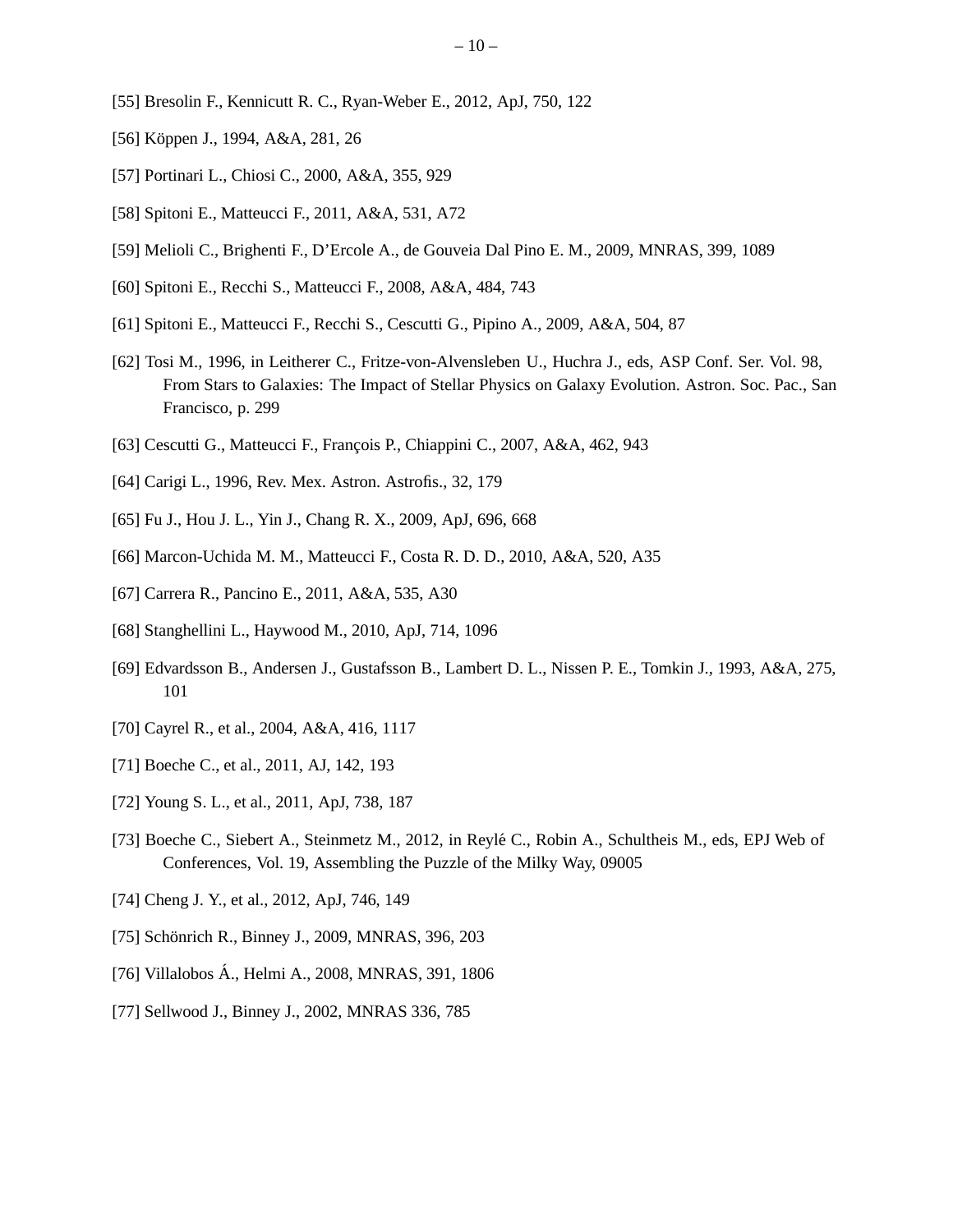[55] Bresolin F., Kennicutt R. C., Ryan-Weber E., 2012, ApJ, 750, 122

[56] Köppen J., 1994, A&A, 281, 26

[57] Portinari L., Chiosi C., 2000, A&A, 355, 929

[58] Spitoni E., Matteucci F., 2011, A&A, 531, A72

[59] Melioli C., Brighenti F., D'Ercole A., de Gouveia Dal Pino E. M., 2009, MNRAS, 399, 1089

[60] Spitoni E., Recchi S., Matteucci F., 2008, A&A, 484, 743

[61] Spitoni E., Matteucci F., Recchi S., Cescutti G., Pipino A., 2009, A&A, 504, 87

[62] Tosi M., 1996, in Leitherer C., Fritze-von-Alvensleben U., Huchra J., eds, ASP Conf. Ser. Vol. 98, From Stars to Galaxies: The Impact of Stellar Physics on Galaxy Evolution. Astron. Soc. Pac., San Francisco, p. 299

[63] Cescutti G., Matteucci F., François P., Chiappini C., 2007, A&A, 462, 943

[64] Carigi L., 1996, Rev. Mex. Astron. Astrofis., 32, 179

[65] Fu J., Hou J. L., Yin J., Chang R. X., 2009, ApJ, 696, 668

[66] Marcon-Uchida M. M., Matteucci F., Costa R. D. D., 2010, A&A, 520, A35

[67] Carrera R., Pancino E., 2011, A&A, 535, A30

[68] Stanghellini L., Haywood M., 2010, ApJ, 714, 1096

[69] Edvardsson B., Andersen J., Gustafsson B., Lambert D. L., Nissen P. E., Tomkin J., 1993, A&A, 275, 101

[70] Cayrel R., et al., 2004, A&A, 416, 1117

[71] Boeche C., et al., 2011, AJ, 142, 193

[72] Young S. L., et al., 2011, ApJ, 738, 187

[73] Boeche C., Siebert A., Steinmetz M., 2012, in Reylé C., Robin A., Schultheis M., eds, EPJ Web of Conferences, Vol. 19, Assembling the Puzzle of the Milky Way, 09005

[74] Cheng J. Y., et al., 2012, ApJ, 746, 149

[75] Schönrich R., Binney J., 2009, MNRAS, 396, 203

[76] Villalobos Á., Helmi A., 2008, MNRAS, 391, 1806

[77] Sellwood J., Binney J., 2002, MNRAS 336, 785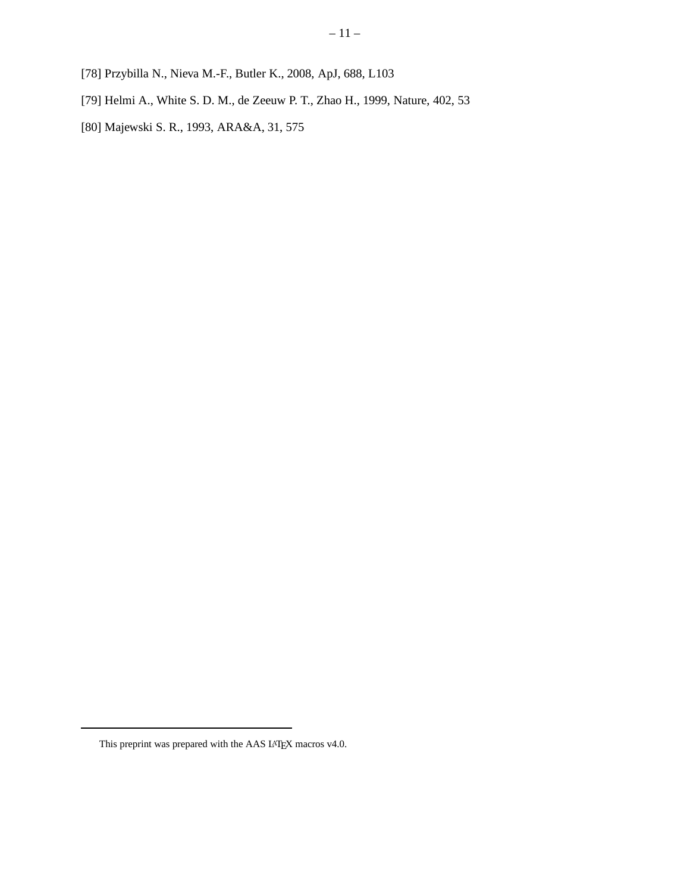[78] Przybilla N., Nieva M.-F., Butler K., 2008, ApJ, 688, L103

[79] Helmi A., White S. D. M., de Zeeuw P. T., Zhao H., 1999, Nature, 402, 53

[80] Majewski S. R., 1993, ARA&A, 31, 575

This preprint was prepared with the AAS LaTeX macros v4.0.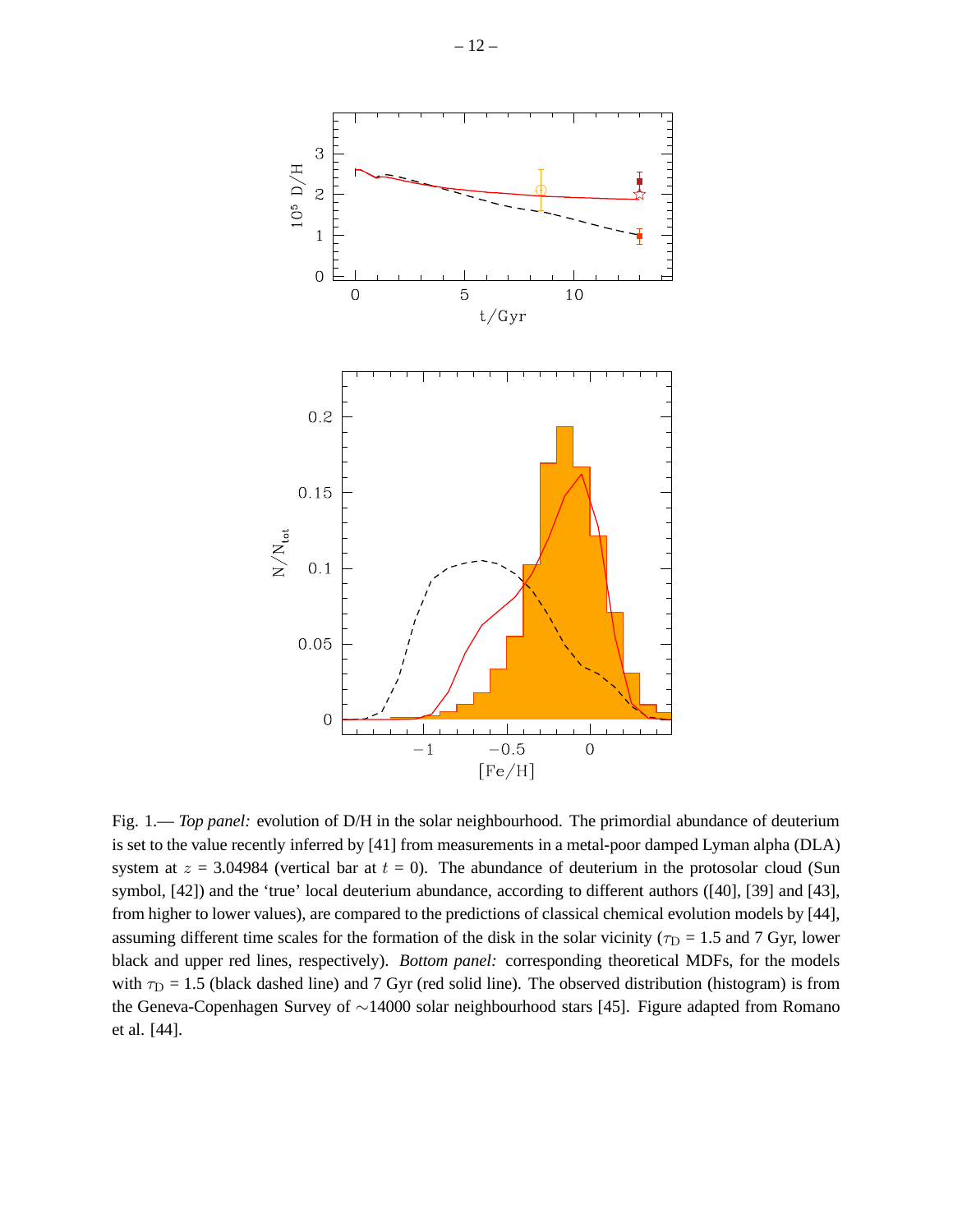Fig. 1.— *Top panel:* evolution of D/H in the solar neighbourhood. The primordial abundance of deuterium is set to the value recently inferred by [41] from measurements in a metal-poor damped Lyman alpha (DLA) system at $z$ = 3.04984 (vertical bar at $t$ = 0). The abundance of deuterium in the protosolar cloud (Sun symbol, [42]) and the 'true' local deuterium abundance, according to different authors ([40], [39] and [43], from higher to lower values), are compared to the predictions of classical chemical evolution models by [44], assuming different time scales for the formation of the disk in the solar vicinity ($\tau_{\rm D}$ = 1.5 and 7 Gyr, lower black and upper red lines, respectively). *Bottom panel:* corresponding theoretical MDFs, for the models with $\tau_{\rm D}$ = 1.5 (black dashed line) and 7 Gyr (red solid line). The observed distribution (histogram) is from the Geneva-Copenhagen Survey of $\sim$14000 solar neighbourhood stars [45]. Figure adapted from Romano et al. [44].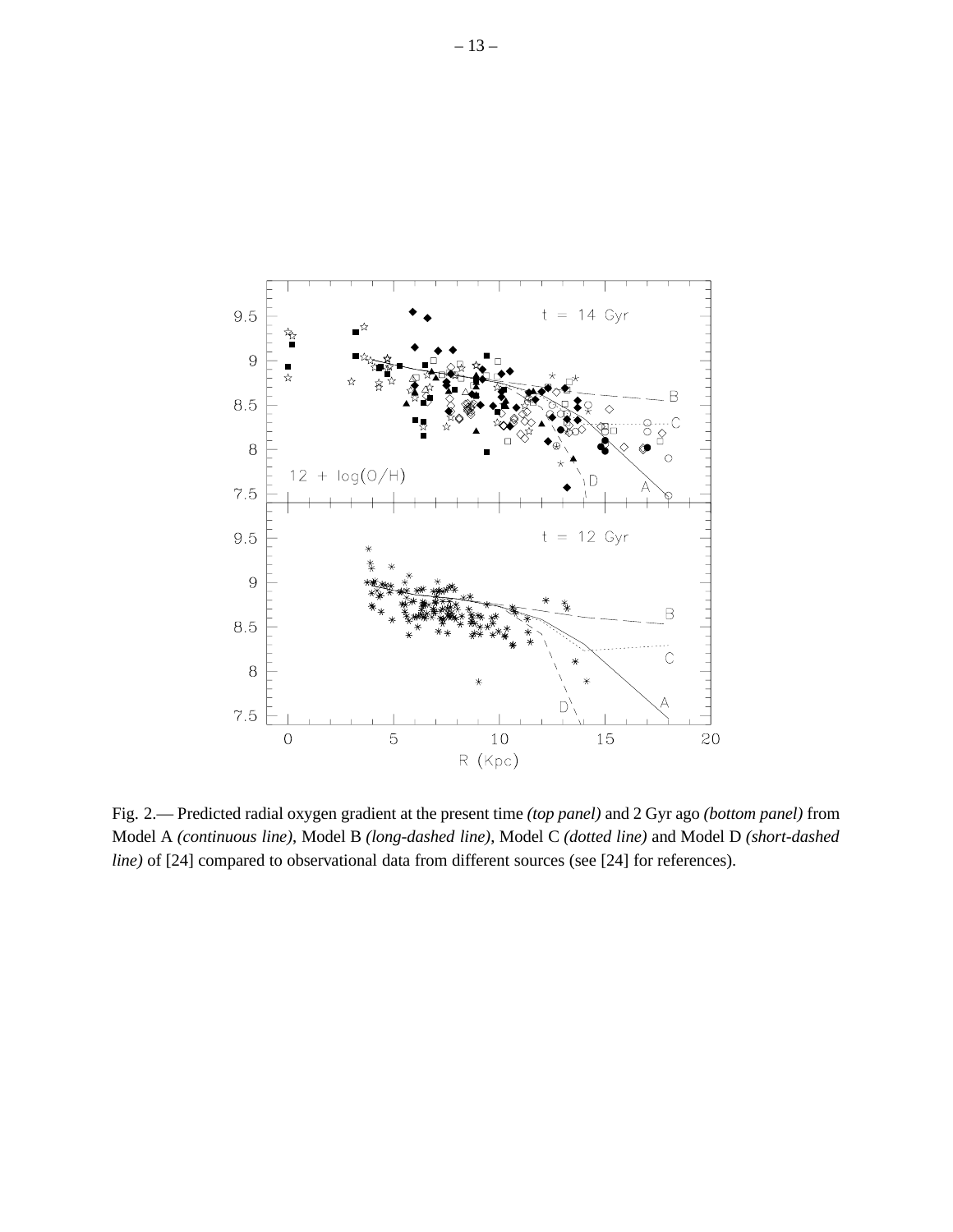Fig. 2.— Predicted radial oxygen gradient at the present time *(top panel)* and 2 Gyr ago *(bottom panel)* from Model A *(continuous line)*, Model B *(long-dashed line)*, Model C *(dotted line)* and Model D *(short-dashed line)* of [24] compared to observational data from different sources (see [24] for references).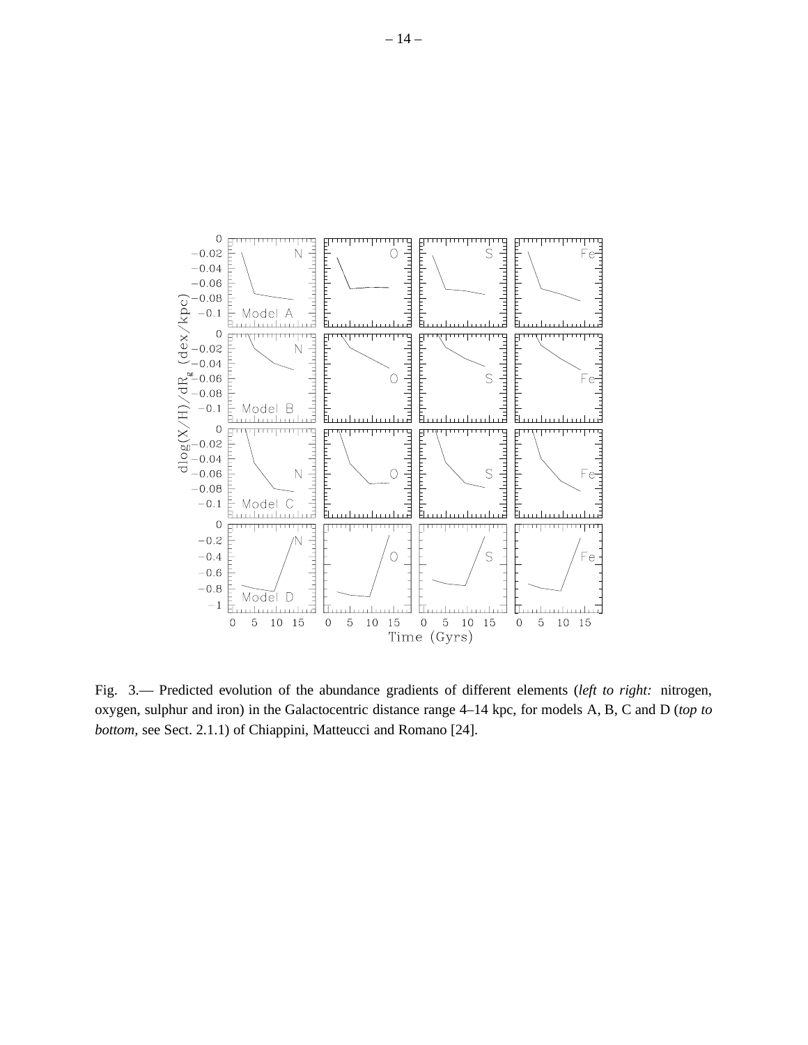dlog(X/H)/dR$_g$ (dex/kpc)

Time (Gyrs)

Model A

Model B

Model C

Model D

N

O

S

Fe

0

−0.02

−0.04

−0.06

−0.08

−0.1

−0.2

−0.4

−0.6

−0.8

−1

0 5 10 15

Fig. 3.— Predicted evolution of the abundance gradients of different elements (*left to right:* nitrogen, oxygen, sulphur and iron) in the Galactocentric distance range 4–14 kpc, for models A, B, C and D (*top to bottom*, see Sect. 2.1.1) of Chiappini, Matteucci and Romano [24].